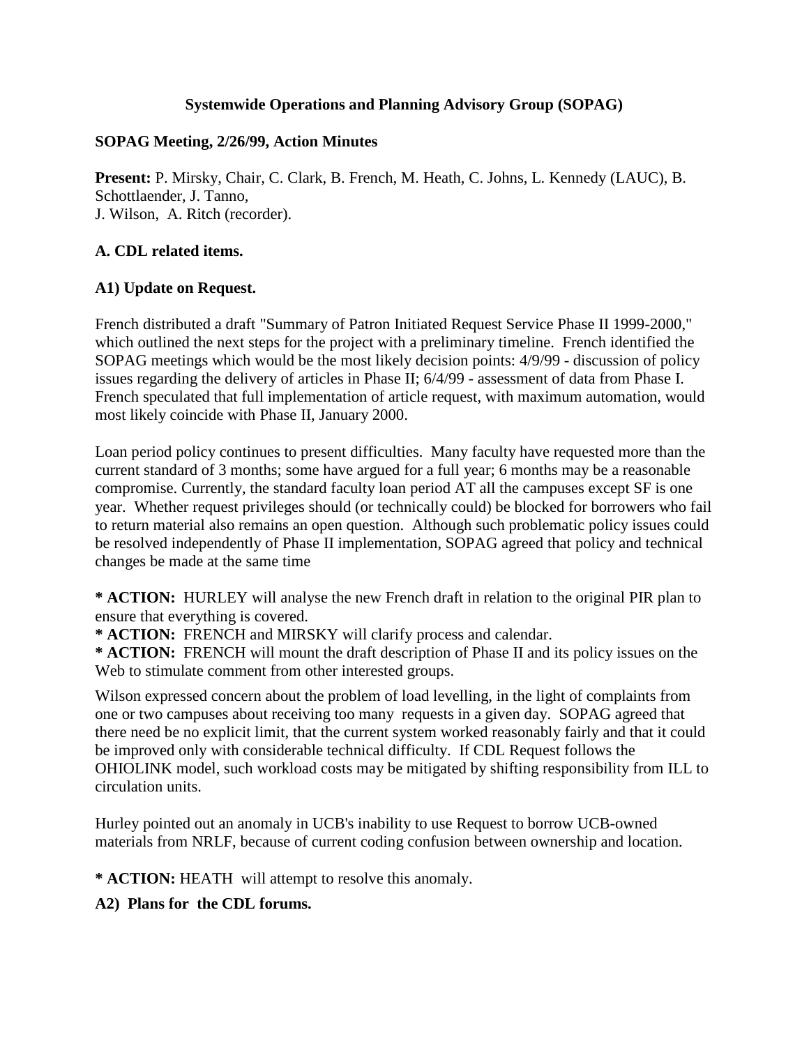# Systemwide Operations and Planning Advisory Group (SOPAG)

**SOPAG Meeting, 2/26/99, Action Minutes**

**Present:** P. Mirsky, Chair, C. Clark, B. French, M. Heath, C. Johns, L. Kennedy (LAUC), B. Schottlaender, J. Tanno,
J. Wilson, A. Ritch (recorder).

## A. CDL related items.

### A1) Update on Request.

French distributed a draft "Summary of Patron Initiated Request Service Phase II 1999-2000," which outlined the next steps for the project with a preliminary timeline. French identified the SOPAG meetings which would be the most likely decision points: 4/9/99 - discussion of policy issues regarding the delivery of articles in Phase II; 6/4/99 - assessment of data from Phase I. French speculated that full implementation of article request, with maximum automation, would most likely coincide with Phase II, January 2000.

Loan period policy continues to present difficulties. Many faculty have requested more than the current standard of 3 months; some have argued for a full year; 6 months may be a reasonable compromise. Currently, the standard faculty loan period AT all the campuses except SF is one year. Whether request privileges should (or technically could) be blocked for borrowers who fail to return material also remains an open question. Although such problematic policy issues could be resolved independently of Phase II implementation, SOPAG agreed that policy and technical changes be made at the same time

**\* ACTION:** HURLEY will analyse the new French draft in relation to the original PIR plan to ensure that everything is covered.
**\* ACTION:** FRENCH and MIRSKY will clarify process and calendar.
**\* ACTION:** FRENCH will mount the draft description of Phase II and its policy issues on the Web to stimulate comment from other interested groups.

Wilson expressed concern about the problem of load levelling, in the light of complaints from one or two campuses about receiving too many requests in a given day. SOPAG agreed that there need be no explicit limit, that the current system worked reasonably fairly and that it could be improved only with considerable technical difficulty. If CDL Request follows the OHIOLINK model, such workload costs may be mitigated by shifting responsibility from ILL to circulation units.

Hurley pointed out an anomaly in UCB's inability to use Request to borrow UCB-owned materials from NRLF, because of current coding confusion between ownership and location.

**\* ACTION:** HEATH will attempt to resolve this anomaly.

### A2) Plans for the CDL forums.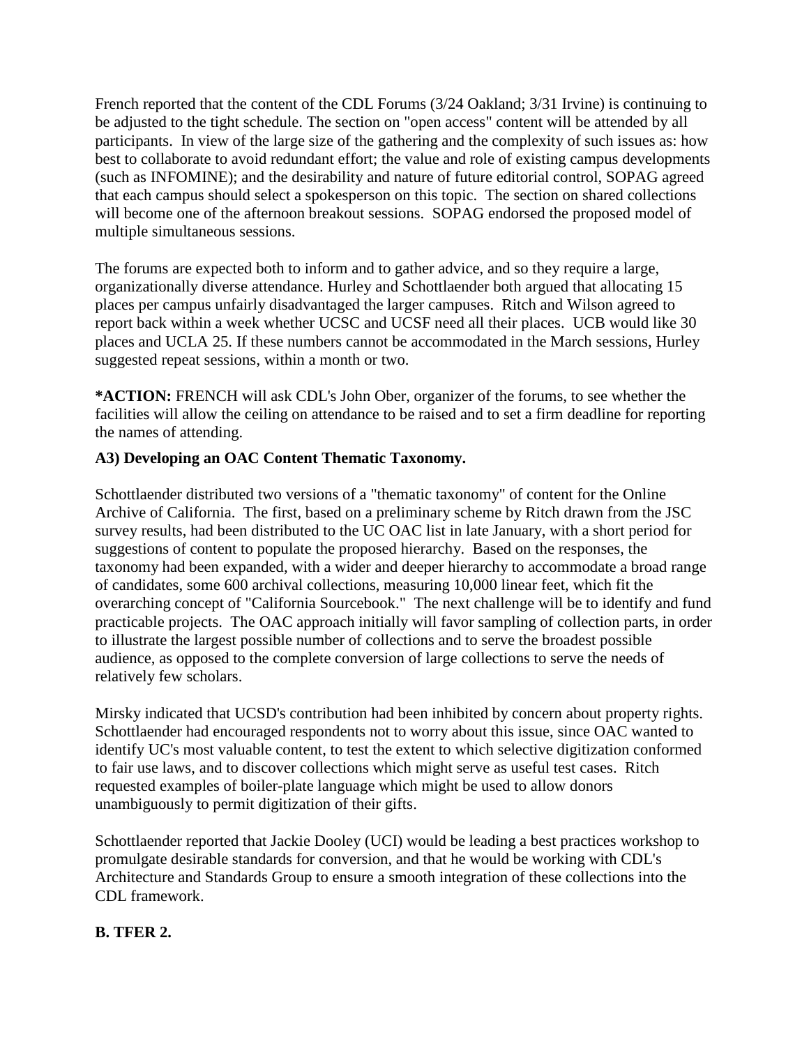French reported that the content of the CDL Forums (3/24 Oakland; 3/31 Irvine) is continuing to be adjusted to the tight schedule. The section on "open access" content will be attended by all participants. In view of the large size of the gathering and the complexity of such issues as: how best to collaborate to avoid redundant effort; the value and role of existing campus developments (such as INFOMINE); and the desirability and nature of future editorial control, SOPAG agreed that each campus should select a spokesperson on this topic. The section on shared collections will become one of the afternoon breakout sessions. SOPAG endorsed the proposed model of multiple simultaneous sessions.

The forums are expected both to inform and to gather advice, and so they require a large, organizationally diverse attendance. Hurley and Schottlaender both argued that allocating 15 places per campus unfairly disadvantaged the larger campuses. Ritch and Wilson agreed to report back within a week whether UCSC and UCSF need all their places. UCB would like 30 places and UCLA 25. If these numbers cannot be accommodated in the March sessions, Hurley suggested repeat sessions, within a month or two.

***ACTION:** FRENCH will ask CDL's John Ober, organizer of the forums, to see whether the facilities will allow the ceiling on attendance to be raised and to set a firm deadline for reporting the names of attending.

**A3) Developing an OAC Content Thematic Taxonomy.**

Schottlaender distributed two versions of a "thematic taxonomy" of content for the Online Archive of California. The first, based on a preliminary scheme by Ritch drawn from the JSC survey results, had been distributed to the UC OAC list in late January, with a short period for suggestions of content to populate the proposed hierarchy. Based on the responses, the taxonomy had been expanded, with a wider and deeper hierarchy to accommodate a broad range of candidates, some 600 archival collections, measuring 10,000 linear feet, which fit the overarching concept of "California Sourcebook." The next challenge will be to identify and fund practicable projects. The OAC approach initially will favor sampling of collection parts, in order to illustrate the largest possible number of collections and to serve the broadest possible audience, as opposed to the complete conversion of large collections to serve the needs of relatively few scholars.

Mirsky indicated that UCSD's contribution had been inhibited by concern about property rights. Schottlaender had encouraged respondents not to worry about this issue, since OAC wanted to identify UC's most valuable content, to test the extent to which selective digitization conformed to fair use laws, and to discover collections which might serve as useful test cases. Ritch requested examples of boiler-plate language which might be used to allow donors unambiguously to permit digitization of their gifts.

Schottlaender reported that Jackie Dooley (UCI) would be leading a best practices workshop to promulgate desirable standards for conversion, and that he would be working with CDL's Architecture and Standards Group to ensure a smooth integration of these collections into the CDL framework.

**B. TFER 2.**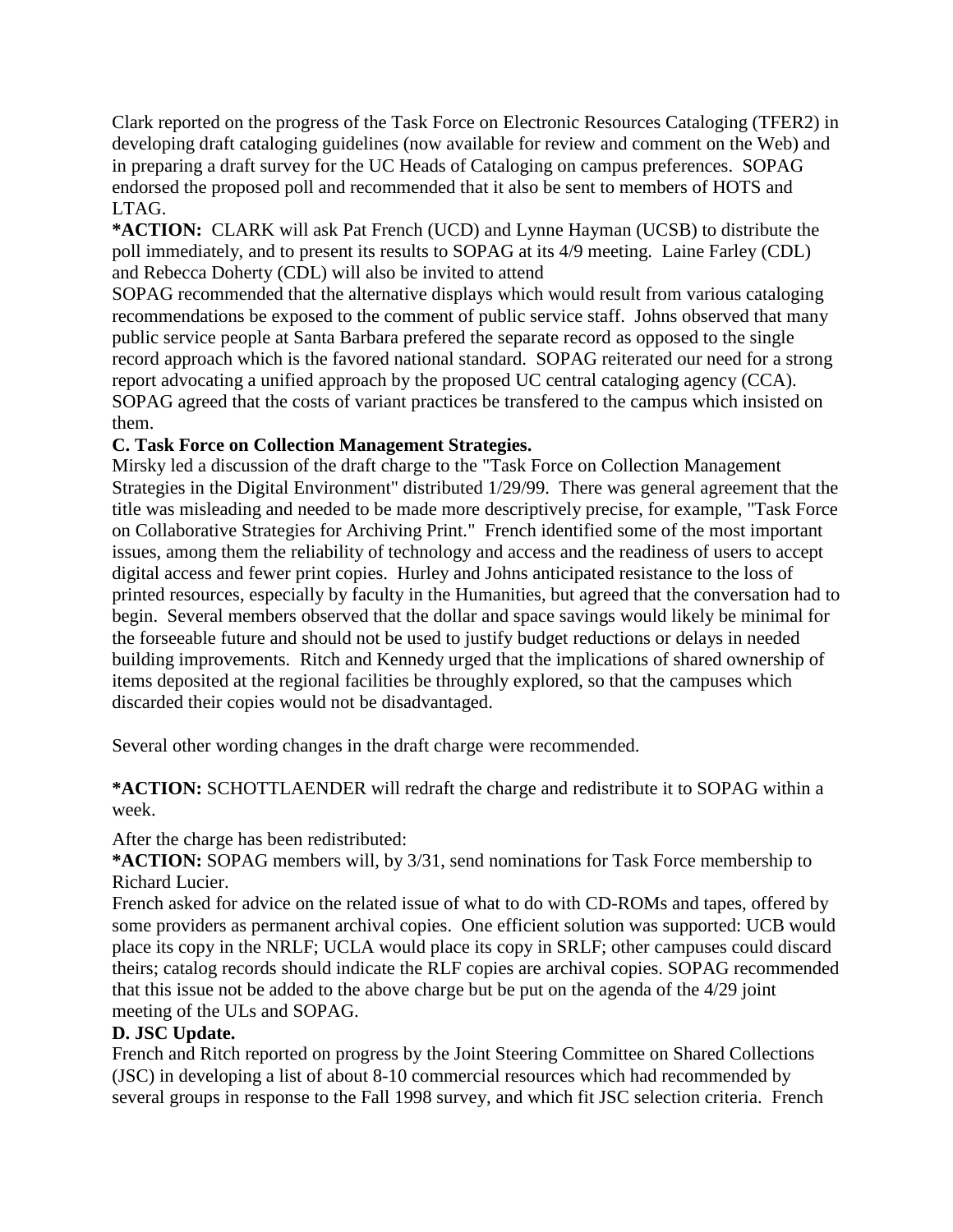Clark reported on the progress of the Task Force on Electronic Resources Cataloging (TFER2) in developing draft cataloging guidelines (now available for review and comment on the Web) and in preparing a draft survey for the UC Heads of Cataloging on campus preferences. SOPAG endorsed the proposed poll and recommended that it also be sent to members of HOTS and LTAG.

**\*ACTION:** CLARK will ask Pat French (UCD) and Lynne Hayman (UCSB) to distribute the poll immediately, and to present its results to SOPAG at its 4/9 meeting. Laine Farley (CDL) and Rebecca Doherty (CDL) will also be invited to attend

SOPAG recommended that the alternative displays which would result from various cataloging recommendations be exposed to the comment of public service staff. Johns observed that many public service people at Santa Barbara prefered the separate record as opposed to the single record approach which is the favored national standard. SOPAG reiterated our need for a strong report advocating a unified approach by the proposed UC central cataloging agency (CCA). SOPAG agreed that the costs of variant practices be transfered to the campus which insisted on them.

**C. Task Force on Collection Management Strategies.**

Mirsky led a discussion of the draft charge to the "Task Force on Collection Management Strategies in the Digital Environment" distributed 1/29/99. There was general agreement that the title was misleading and needed to be made more descriptively precise, for example, "Task Force on Collaborative Strategies for Archiving Print." French identified some of the most important issues, among them the reliability of technology and access and the readiness of users to accept digital access and fewer print copies. Hurley and Johns anticipated resistance to the loss of printed resources, especially by faculty in the Humanities, but agreed that the conversation had to begin. Several members observed that the dollar and space savings would likely be minimal for the forseeable future and should not be used to justify budget reductions or delays in needed building improvements. Ritch and Kennedy urged that the implications of shared ownership of items deposited at the regional facilities be throughly explored, so that the campuses which discarded their copies would not be disadvantaged.

Several other wording changes in the draft charge were recommended.

**\*ACTION:** SCHOTTLAENDER will redraft the charge and redistribute it to SOPAG within a week.

After the charge has been redistributed:

**\*ACTION:** SOPAG members will, by 3/31, send nominations for Task Force membership to Richard Lucier.

French asked for advice on the related issue of what to do with CD-ROMs and tapes, offered by some providers as permanent archival copies. One efficient solution was supported: UCB would place its copy in the NRLF; UCLA would place its copy in SRLF; other campuses could discard theirs; catalog records should indicate the RLF copies are archival copies. SOPAG recommended that this issue not be added to the above charge but be put on the agenda of the 4/29 joint meeting of the ULs and SOPAG.

**D. JSC Update.**

French and Ritch reported on progress by the Joint Steering Committee on Shared Collections (JSC) in developing a list of about 8-10 commercial resources which had recommended by several groups in response to the Fall 1998 survey, and which fit JSC selection criteria. French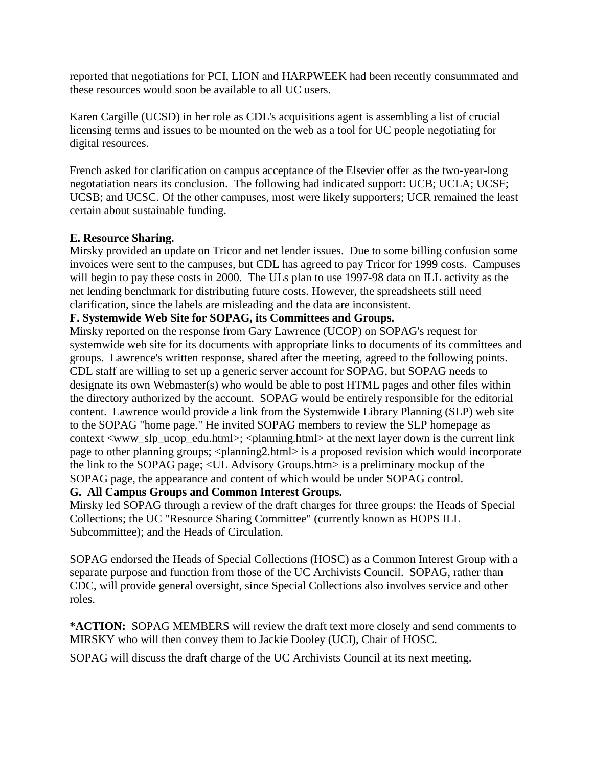reported that negotiations for PCI, LION and HARPWEEK had been recently consummated and these resources would soon be available to all UC users.

Karen Cargille (UCSD) in her role as CDL's acquisitions agent is assembling a list of crucial licensing terms and issues to be mounted on the web as a tool for UC people negotiating for digital resources.

French asked for clarification on campus acceptance of the Elsevier offer as the two-year-long negotatiation nears its conclusion. The following had indicated support: UCB; UCLA; UCSF; UCSB; and UCSC. Of the other campuses, most were likely supporters; UCR remained the least certain about sustainable funding.

**E. Resource Sharing.**

Mirsky provided an update on Tricor and net lender issues. Due to some billing confusion some invoices were sent to the campuses, but CDL has agreed to pay Tricor for 1999 costs. Campuses will begin to pay these costs in 2000. The ULs plan to use 1997-98 data on ILL activity as the net lending benchmark for distributing future costs. However, the spreadsheets still need clarification, since the labels are misleading and the data are inconsistent.

**F. Systemwide Web Site for SOPAG, its Committees and Groups.**

Mirsky reported on the response from Gary Lawrence (UCOP) on SOPAG's request for systemwide web site for its documents with appropriate links to documents of its committees and groups. Lawrence's written response, shared after the meeting, agreed to the following points. CDL staff are willing to set up a generic server account for SOPAG, but SOPAG needs to designate its own Webmaster(s) who would be able to post HTML pages and other files within the directory authorized by the account. SOPAG would be entirely responsible for the editorial content. Lawrence would provide a link from the Systemwide Library Planning (SLP) web site to the SOPAG "home page." He invited SOPAG members to review the SLP homepage as context <www_slp_ucop_edu.html>; <planning.html> at the next layer down is the current link page to other planning groups; <planning2.html> is a proposed revision which would incorporate the link to the SOPAG page; <UL Advisory Groups.htm> is a preliminary mockup of the SOPAG page, the appearance and content of which would be under SOPAG control.

**G. All Campus Groups and Common Interest Groups.**

Mirsky led SOPAG through a review of the draft charges for three groups: the Heads of Special Collections; the UC "Resource Sharing Committee" (currently known as HOPS ILL Subcommittee); and the Heads of Circulation.

SOPAG endorsed the Heads of Special Collections (HOSC) as a Common Interest Group with a separate purpose and function from those of the UC Archivists Council. SOPAG, rather than CDC, will provide general oversight, since Special Collections also involves service and other roles.

***ACTION:** SOPAG MEMBERS will review the draft text more closely and send comments to MIRSKY who will then convey them to Jackie Dooley (UCI), Chair of HOSC.

SOPAG will discuss the draft charge of the UC Archivists Council at its next meeting.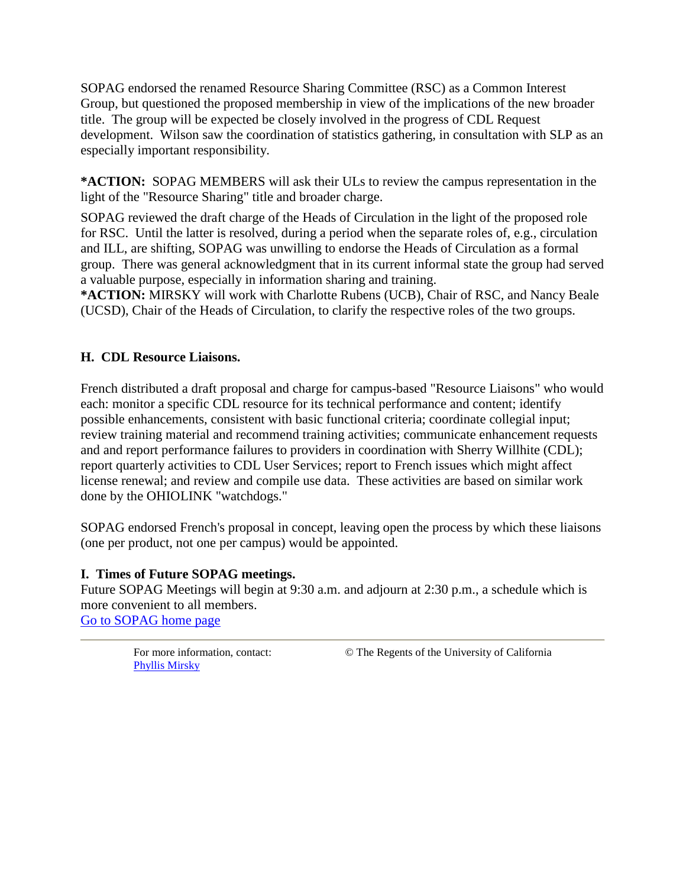SOPAG endorsed the renamed Resource Sharing Committee (RSC) as a Common Interest Group, but questioned the proposed membership in view of the implications of the new broader title.  The group will be expected be closely involved in the progress of CDL Request development.  Wilson saw the coordination of statistics gathering, in consultation with SLP as an especially important responsibility.

***ACTION:**  SOPAG MEMBERS will ask their ULs to review the campus representation in the light of the "Resource Sharing" title and broader charge.

SOPAG reviewed the draft charge of the Heads of Circulation in the light of the proposed role for RSC.  Until the latter is resolved, during a period when the separate roles of, e.g., circulation and ILL, are shifting, SOPAG was unwilling to endorse the Heads of Circulation as a formal group.  There was general acknowledgment that in its current informal state the group had served a valuable purpose, especially in information sharing and training.

***ACTION:** MIRSKY will work with Charlotte Rubens (UCB), Chair of RSC, and Nancy Beale (UCSD), Chair of the Heads of Circulation, to clarify the respective roles of the two groups.

### H.  CDL Resource Liaisons.

French distributed a draft proposal and charge for campus-based "Resource Liaisons" who would each: monitor a specific CDL resource for its technical performance and content; identify possible enhancements, consistent with basic functional criteria; coordinate collegial input; review training material and recommend training activities; communicate enhancement requests and and report performance failures to providers in coordination with Sherry Willhite (CDL); report quarterly activities to CDL User Services; report to French issues which might affect license renewal; and review and compile use data.  These activities are based on similar work done by the OHIOLINK "watchdogs."

SOPAG endorsed French's proposal in concept, leaving open the process by which these liaisons (one per product, not one per campus) would be appointed.

### I.  Times of Future SOPAG meetings.

Future SOPAG Meetings will begin at 9:30 a.m. and adjourn at 2:30 p.m., a schedule which is more convenient to all members.

[Go to SOPAG home page]

---

For more information, contact: [Phyllis Mirsky]

© The Regents of the University of California